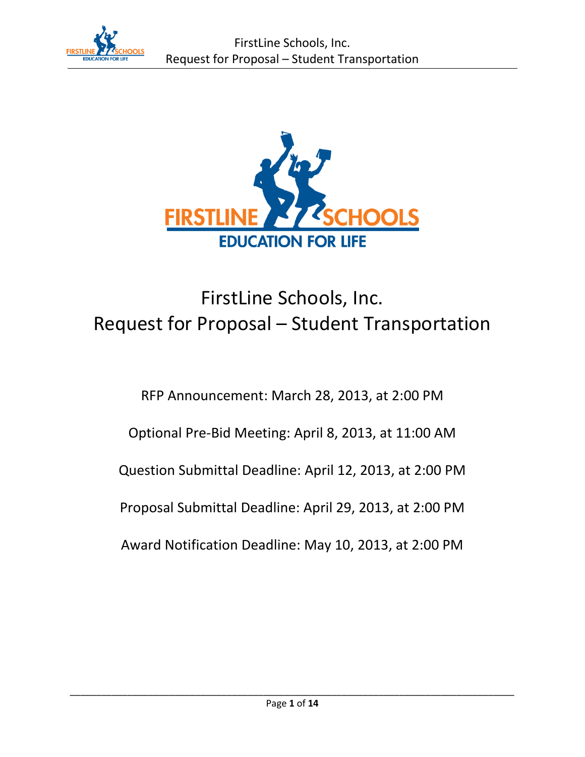# FirstLine Schools, Inc.
# Request for Proposal – Student Transportation

RFP Announcement: March 28, 2013, at 2:00 PM

Optional Pre-Bid Meeting: April 8, 2013, at 11:00 AM

Question Submittal Deadline: April 12, 2013, at 2:00 PM

Proposal Submittal Deadline: April 29, 2013, at 2:00 PM

Award Notification Deadline: May 10, 2013, at 2:00 PM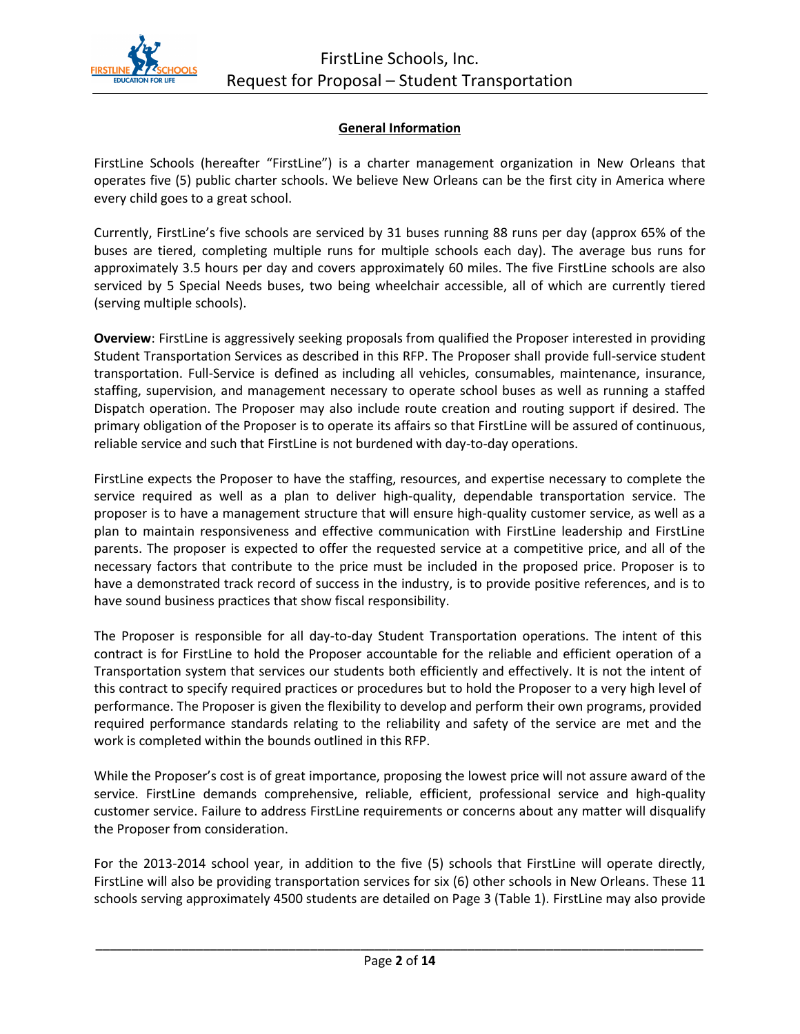## General Information

FirstLine Schools (hereafter "FirstLine") is a charter management organization in New Orleans that operates five (5) public charter schools. We believe New Orleans can be the first city in America where every child goes to a great school.

Currently, FirstLine's five schools are serviced by 31 buses running 88 runs per day (approx 65% of the buses are tiered, completing multiple runs for multiple schools each day). The average bus runs for approximately 3.5 hours per day and covers approximately 60 miles. The five FirstLine schools are also serviced by 5 Special Needs buses, two being wheelchair accessible, all of which are currently tiered (serving multiple schools).

**Overview**: FirstLine is aggressively seeking proposals from qualified the Proposer interested in providing Student Transportation Services as described in this RFP. The Proposer shall provide full-service student transportation. Full-Service is defined as including all vehicles, consumables, maintenance, insurance, staffing, supervision, and management necessary to operate school buses as well as running a staffed Dispatch operation. The Proposer may also include route creation and routing support if desired. The primary obligation of the Proposer is to operate its affairs so that FirstLine will be assured of continuous, reliable service and such that FirstLine is not burdened with day-to-day operations.

FirstLine expects the Proposer to have the staffing, resources, and expertise necessary to complete the service required as well as a plan to deliver high-quality, dependable transportation service. The proposer is to have a management structure that will ensure high-quality customer service, as well as a plan to maintain responsiveness and effective communication with FirstLine leadership and FirstLine parents. The proposer is expected to offer the requested service at a competitive price, and all of the necessary factors that contribute to the price must be included in the proposed price. Proposer is to have a demonstrated track record of success in the industry, is to provide positive references, and is to have sound business practices that show fiscal responsibility.

The Proposer is responsible for all day-to-day Student Transportation operations. The intent of this contract is for FirstLine to hold the Proposer accountable for the reliable and efficient operation of a Transportation system that services our students both efficiently and effectively. It is not the intent of this contract to specify required practices or procedures but to hold the Proposer to a very high level of performance. The Proposer is given the flexibility to develop and perform their own programs, provided required performance standards relating to the reliability and safety of the service are met and the work is completed within the bounds outlined in this RFP.

While the Proposer's cost is of great importance, proposing the lowest price will not assure award of the service. FirstLine demands comprehensive, reliable, efficient, professional service and high-quality customer service. Failure to address FirstLine requirements or concerns about any matter will disqualify the Proposer from consideration.

For the 2013-2014 school year, in addition to the five (5) schools that FirstLine will operate directly, FirstLine will also be providing transportation services for six (6) other schools in New Orleans. These 11 schools serving approximately 4500 students are detailed on Page 3 (Table 1). FirstLine may also provide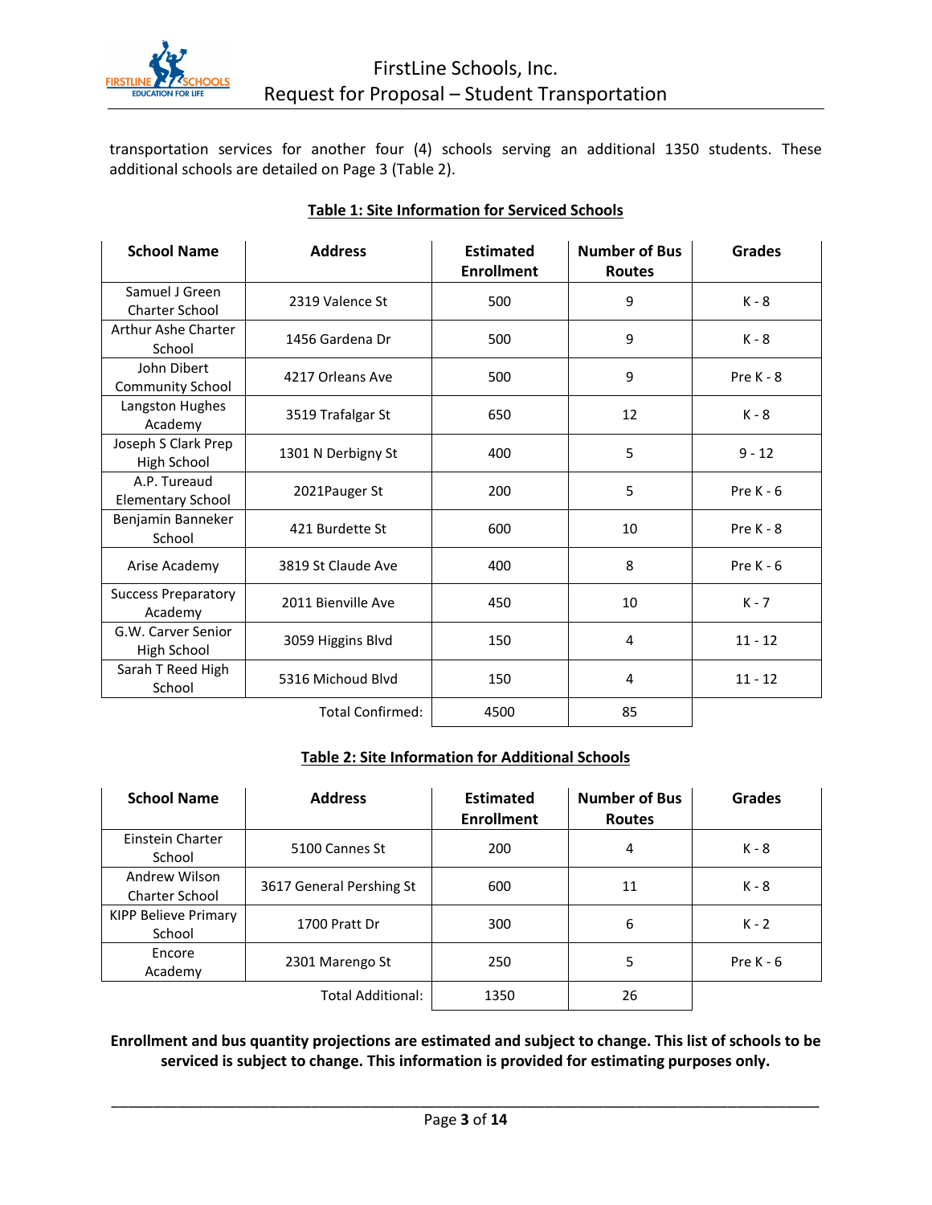transportation services for another four (4) schools serving an additional 1350 students. These additional schools are detailed on Page 3 (Table 2).

**Table 1: Site Information for Serviced Schools**

| School Name | Address | Estimated Enrollment | Number of Bus Routes | Grades |
|---|---|---|---|---|
| Samuel J Green Charter School | 2319 Valence St | 500 | 9 | K - 8 |
| Arthur Ashe Charter School | 1456 Gardena Dr | 500 | 9 | K - 8 |
| John Dibert Community School | 4217 Orleans Ave | 500 | 9 | Pre K - 8 |
| Langston Hughes Academy | 3519 Trafalgar St | 650 | 12 | K - 8 |
| Joseph S Clark Prep High School | 1301 N Derbigny St | 400 | 5 | 9 - 12 |
| A.P. Tureaud Elementary School | 2021Pauger St | 200 | 5 | Pre K - 6 |
| Benjamin Banneker School | 421 Burdette St | 600 | 10 | Pre K - 8 |
| Arise Academy | 3819 St Claude Ave | 400 | 8 | Pre K - 6 |
| Success Preparatory Academy | 2011 Bienville Ave | 450 | 10 | K - 7 |
| G.W. Carver Senior High School | 3059 Higgins Blvd | 150 | 4 | 11 - 12 |
| Sarah T Reed High School | 5316 Michoud Blvd | 150 | 4 | 11 - 12 |
| | Total Confirmed: | 4500 | 85 | |

**Table 2: Site Information for Additional Schools**

| School Name | Address | Estimated Enrollment | Number of Bus Routes | Grades |
|---|---|---|---|---|
| Einstein Charter School | 5100 Cannes St | 200 | 4 | K - 8 |
| Andrew Wilson Charter School | 3617 General Pershing St | 600 | 11 | K - 8 |
| KIPP Believe Primary School | 1700 Pratt Dr | 300 | 6 | K - 2 |
| Encore Academy | 2301 Marengo St | 250 | 5 | Pre K - 6 |
| | Total Additional: | 1350 | 26 | |

**Enrollment and bus quantity projections are estimated and subject to change. This list of schools to be serviced is subject to change. This information is provided for estimating purposes only.**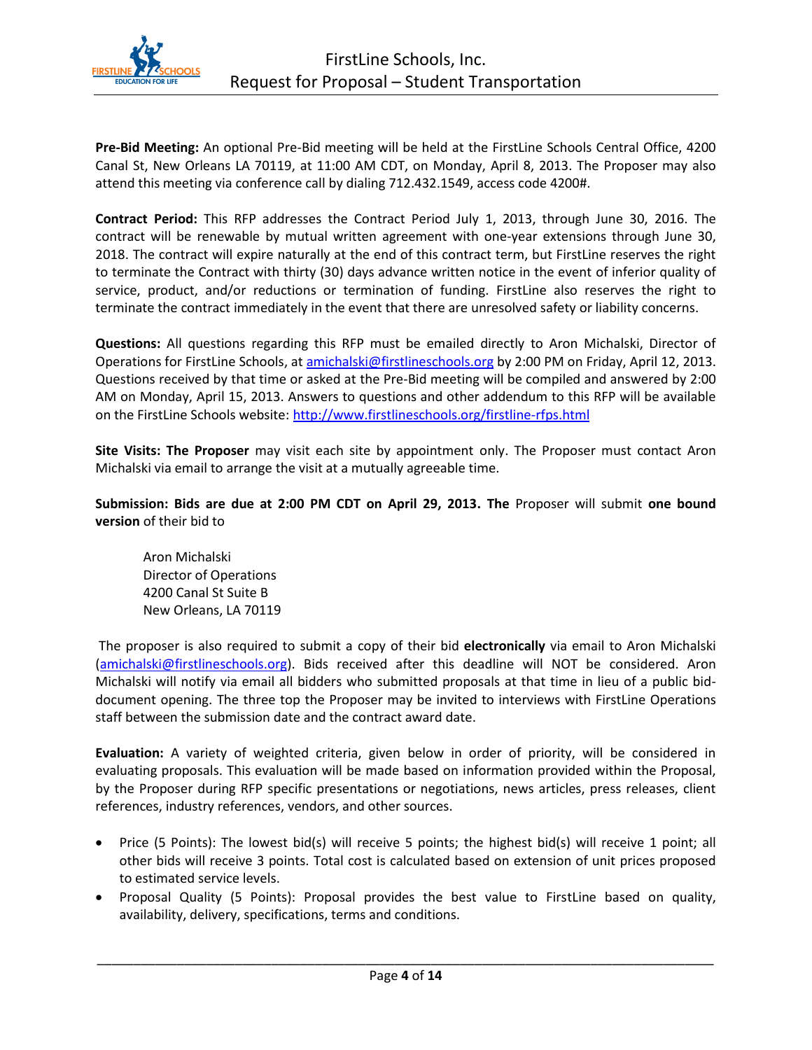**Pre-Bid Meeting:** An optional Pre-Bid meeting will be held at the FirstLine Schools Central Office, 4200 Canal St, New Orleans LA 70119, at 11:00 AM CDT, on Monday, April 8, 2013. The Proposer may also attend this meeting via conference call by dialing 712.432.1549, access code 4200#.

**Contract Period:** This RFP addresses the Contract Period July 1, 2013, through June 30, 2016. The contract will be renewable by mutual written agreement with one-year extensions through June 30, 2018. The contract will expire naturally at the end of this contract term, but FirstLine reserves the right to terminate the Contract with thirty (30) days advance written notice in the event of inferior quality of service, product, and/or reductions or termination of funding. FirstLine also reserves the right to terminate the contract immediately in the event that there are unresolved safety or liability concerns.

**Questions:** All questions regarding this RFP must be emailed directly to Aron Michalski, Director of Operations for FirstLine Schools, at amichalski@firstlineschools.org by 2:00 PM on Friday, April 12, 2013. Questions received by that time or asked at the Pre-Bid meeting will be compiled and answered by 2:00 AM on Monday, April 15, 2013. Answers to questions and other addendum to this RFP will be available on the FirstLine Schools website: http://www.firstlineschools.org/firstline-rfps.html

**Site Visits: The Proposer** may visit each site by appointment only. The Proposer must contact Aron Michalski via email to arrange the visit at a mutually agreeable time.

**Submission: Bids are due at 2:00 PM CDT on April 29, 2013. The** Proposer will submit **one bound version** of their bid to

Aron Michalski
Director of Operations
4200 Canal St Suite B
New Orleans, LA 70119

The proposer is also required to submit a copy of their bid **electronically** via email to Aron Michalski (amichalski@firstlineschools.org). Bids received after this deadline will NOT be considered. Aron Michalski will notify via email all bidders who submitted proposals at that time in lieu of a public bid-document opening. The three top the Proposer may be invited to interviews with FirstLine Operations staff between the submission date and the contract award date.

**Evaluation:** A variety of weighted criteria, given below in order of priority, will be considered in evaluating proposals. This evaluation will be made based on information provided within the Proposal, by the Proposer during RFP specific presentations or negotiations, news articles, press releases, client references, industry references, vendors, and other sources.

- Price (5 Points): The lowest bid(s) will receive 5 points; the highest bid(s) will receive 1 point; all other bids will receive 3 points. Total cost is calculated based on extension of unit prices proposed to estimated service levels.
- Proposal Quality (5 Points): Proposal provides the best value to FirstLine based on quality, availability, delivery, specifications, terms and conditions.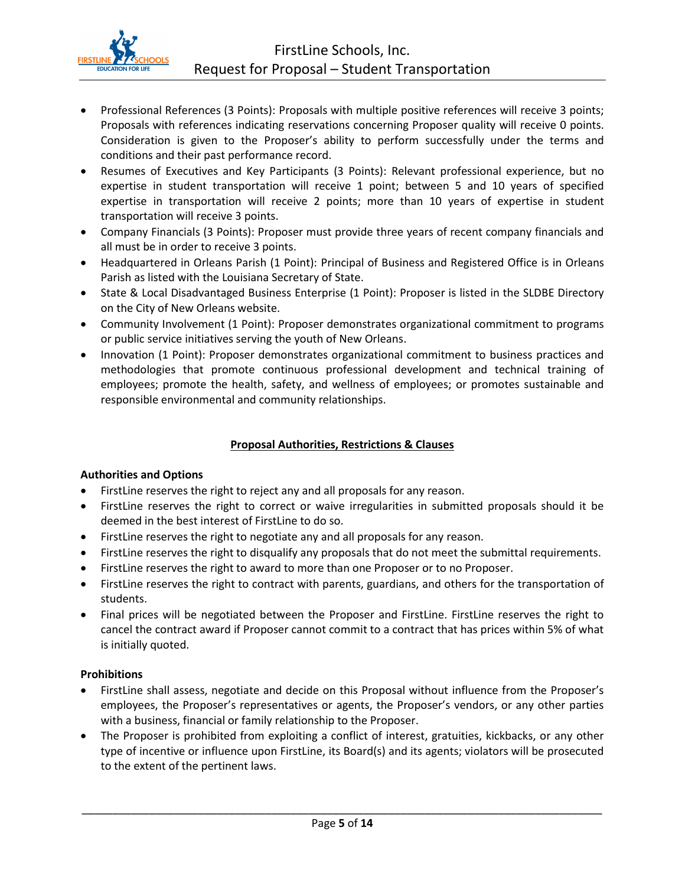- Professional References (3 Points): Proposals with multiple positive references will receive 3 points; Proposals with references indicating reservations concerning Proposer quality will receive 0 points. Consideration is given to the Proposer's ability to perform successfully under the terms and conditions and their past performance record.
- Resumes of Executives and Key Participants (3 Points): Relevant professional experience, but no expertise in student transportation will receive 1 point; between 5 and 10 years of specified expertise in transportation will receive 2 points; more than 10 years of expertise in student transportation will receive 3 points.
- Company Financials (3 Points): Proposer must provide three years of recent company financials and all must be in order to receive 3 points.
- Headquartered in Orleans Parish (1 Point): Principal of Business and Registered Office is in Orleans Parish as listed with the Louisiana Secretary of State.
- State & Local Disadvantaged Business Enterprise (1 Point): Proposer is listed in the SLDBE Directory on the City of New Orleans website.
- Community Involvement (1 Point): Proposer demonstrates organizational commitment to programs or public service initiatives serving the youth of New Orleans.
- Innovation (1 Point): Proposer demonstrates organizational commitment to business practices and methodologies that promote continuous professional development and technical training of employees; promote the health, safety, and wellness of employees; or promotes sustainable and responsible environmental and community relationships.

## Proposal Authorities, Restrictions & Clauses

**Authorities and Options**

- FirstLine reserves the right to reject any and all proposals for any reason.
- FirstLine reserves the right to correct or waive irregularities in submitted proposals should it be deemed in the best interest of FirstLine to do so.
- FirstLine reserves the right to negotiate any and all proposals for any reason.
- FirstLine reserves the right to disqualify any proposals that do not meet the submittal requirements.
- FirstLine reserves the right to award to more than one Proposer or to no Proposer.
- FirstLine reserves the right to contract with parents, guardians, and others for the transportation of students.
- Final prices will be negotiated between the Proposer and FirstLine. FirstLine reserves the right to cancel the contract award if Proposer cannot commit to a contract that has prices within 5% of what is initially quoted.

**Prohibitions**

- FirstLine shall assess, negotiate and decide on this Proposal without influence from the Proposer's employees, the Proposer's representatives or agents, the Proposer's vendors, or any other parties with a business, financial or family relationship to the Proposer.
- The Proposer is prohibited from exploiting a conflict of interest, gratuities, kickbacks, or any other type of incentive or influence upon FirstLine, its Board(s) and its agents; violators will be prosecuted to the extent of the pertinent laws.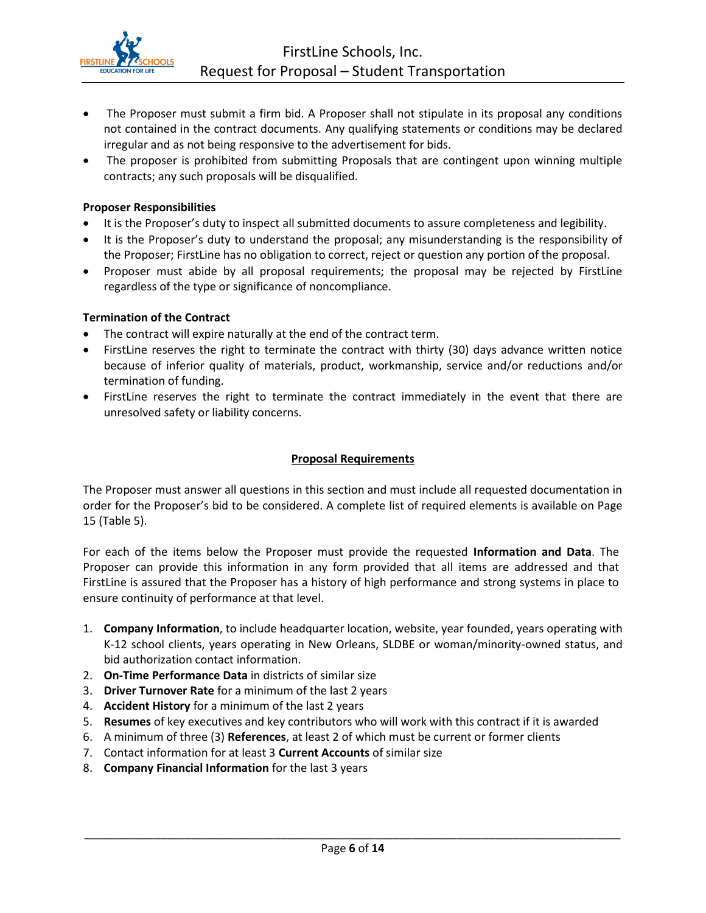- The Proposer must submit a firm bid. A Proposer shall not stipulate in its proposal any conditions not contained in the contract documents. Any qualifying statements or conditions may be declared irregular and as not being responsive to the advertisement for bids.
- The proposer is prohibited from submitting Proposals that are contingent upon winning multiple contracts; any such proposals will be disqualified.

**Proposer Responsibilities**

- It is the Proposer's duty to inspect all submitted documents to assure completeness and legibility.
- It is the Proposer's duty to understand the proposal; any misunderstanding is the responsibility of the Proposer; FirstLine has no obligation to correct, reject or question any portion of the proposal.
- Proposer must abide by all proposal requirements; the proposal may be rejected by FirstLine regardless of the type or significance of noncompliance.

**Termination of the Contract**

- The contract will expire naturally at the end of the contract term.
- FirstLine reserves the right to terminate the contract with thirty (30) days advance written notice because of inferior quality of materials, product, workmanship, service and/or reductions and/or termination of funding.
- FirstLine reserves the right to terminate the contract immediately in the event that there are unresolved safety or liability concerns.

## Proposal Requirements

The Proposer must answer all questions in this section and must include all requested documentation in order for the Proposer's bid to be considered. A complete list of required elements is available on Page 15 (Table 5).

For each of the items below the Proposer must provide the requested **Information and Data**. The Proposer can provide this information in any form provided that all items are addressed and that FirstLine is assured that the Proposer has a history of high performance and strong systems in place to ensure continuity of performance at that level.

1. **Company Information**, to include headquarter location, website, year founded, years operating with K-12 school clients, years operating in New Orleans, SLDBE or woman/minority-owned status, and bid authorization contact information.
2. **On-Time Performance Data** in districts of similar size
3. **Driver Turnover Rate** for a minimum of the last 2 years
4. **Accident History** for a minimum of the last 2 years
5. **Resumes** of key executives and key contributors who will work with this contract if it is awarded
6. A minimum of three (3) **References**, at least 2 of which must be current or former clients
7. Contact information for at least 3 **Current Accounts** of similar size
8. **Company Financial Information** for the last 3 years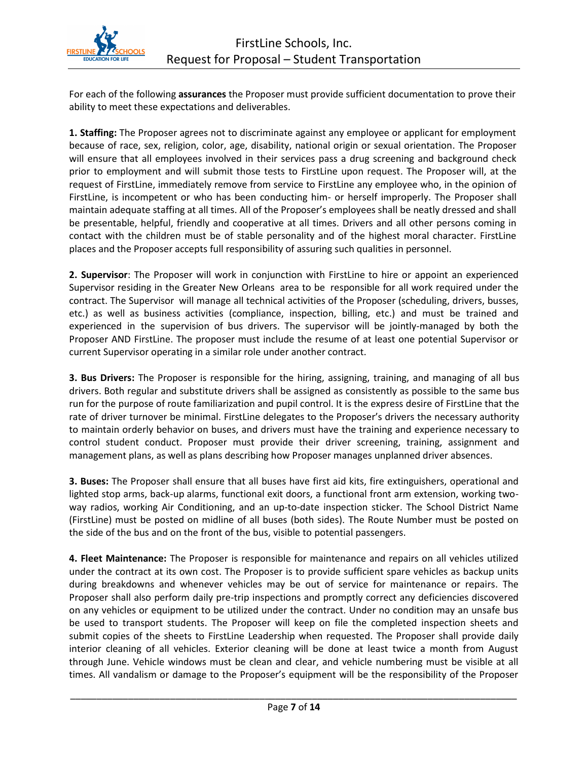For each of the following **assurances** the Proposer must provide sufficient documentation to prove their ability to meet these expectations and deliverables.

**1. Staffing:** The Proposer agrees not to discriminate against any employee or applicant for employment because of race, sex, religion, color, age, disability, national origin or sexual orientation. The Proposer will ensure that all employees involved in their services pass a drug screening and background check prior to employment and will submit those tests to FirstLine upon request. The Proposer will, at the request of FirstLine, immediately remove from service to FirstLine any employee who, in the opinion of FirstLine, is incompetent or who has been conducting him- or herself improperly. The Proposer shall maintain adequate staffing at all times. All of the Proposer's employees shall be neatly dressed and shall be presentable, helpful, friendly and cooperative at all times. Drivers and all other persons coming in contact with the children must be of stable personality and of the highest moral character. FirstLine places and the Proposer accepts full responsibility of assuring such qualities in personnel.

**2. Supervisor**: The Proposer will work in conjunction with FirstLine to hire or appoint an experienced Supervisor residing in the Greater New Orleans area to be responsible for all work required under the contract. The Supervisor will manage all technical activities of the Proposer (scheduling, drivers, busses, etc.) as well as business activities (compliance, inspection, billing, etc.) and must be trained and experienced in the supervision of bus drivers. The supervisor will be jointly-managed by both the Proposer AND FirstLine. The proposer must include the resume of at least one potential Supervisor or current Supervisor operating in a similar role under another contract.

**3. Bus Drivers:** The Proposer is responsible for the hiring, assigning, training, and managing of all bus drivers. Both regular and substitute drivers shall be assigned as consistently as possible to the same bus run for the purpose of route familiarization and pupil control. It is the express desire of FirstLine that the rate of driver turnover be minimal. FirstLine delegates to the Proposer's drivers the necessary authority to maintain orderly behavior on buses, and drivers must have the training and experience necessary to control student conduct. Proposer must provide their driver screening, training, assignment and management plans, as well as plans describing how Proposer manages unplanned driver absences.

**3. Buses:** The Proposer shall ensure that all buses have first aid kits, fire extinguishers, operational and lighted stop arms, back-up alarms, functional exit doors, a functional front arm extension, working two-way radios, working Air Conditioning, and an up-to-date inspection sticker. The School District Name (FirstLine) must be posted on midline of all buses (both sides). The Route Number must be posted on the side of the bus and on the front of the bus, visible to potential passengers.

**4. Fleet Maintenance:** The Proposer is responsible for maintenance and repairs on all vehicles utilized under the contract at its own cost. The Proposer is to provide sufficient spare vehicles as backup units during breakdowns and whenever vehicles may be out of service for maintenance or repairs. The Proposer shall also perform daily pre-trip inspections and promptly correct any deficiencies discovered on any vehicles or equipment to be utilized under the contract. Under no condition may an unsafe bus be used to transport students. The Proposer will keep on file the completed inspection sheets and submit copies of the sheets to FirstLine Leadership when requested. The Proposer shall provide daily interior cleaning of all vehicles. Exterior cleaning will be done at least twice a month from August through June. Vehicle windows must be clean and clear, and vehicle numbering must be visible at all times. All vandalism or damage to the Proposer's equipment will be the responsibility of the Proposer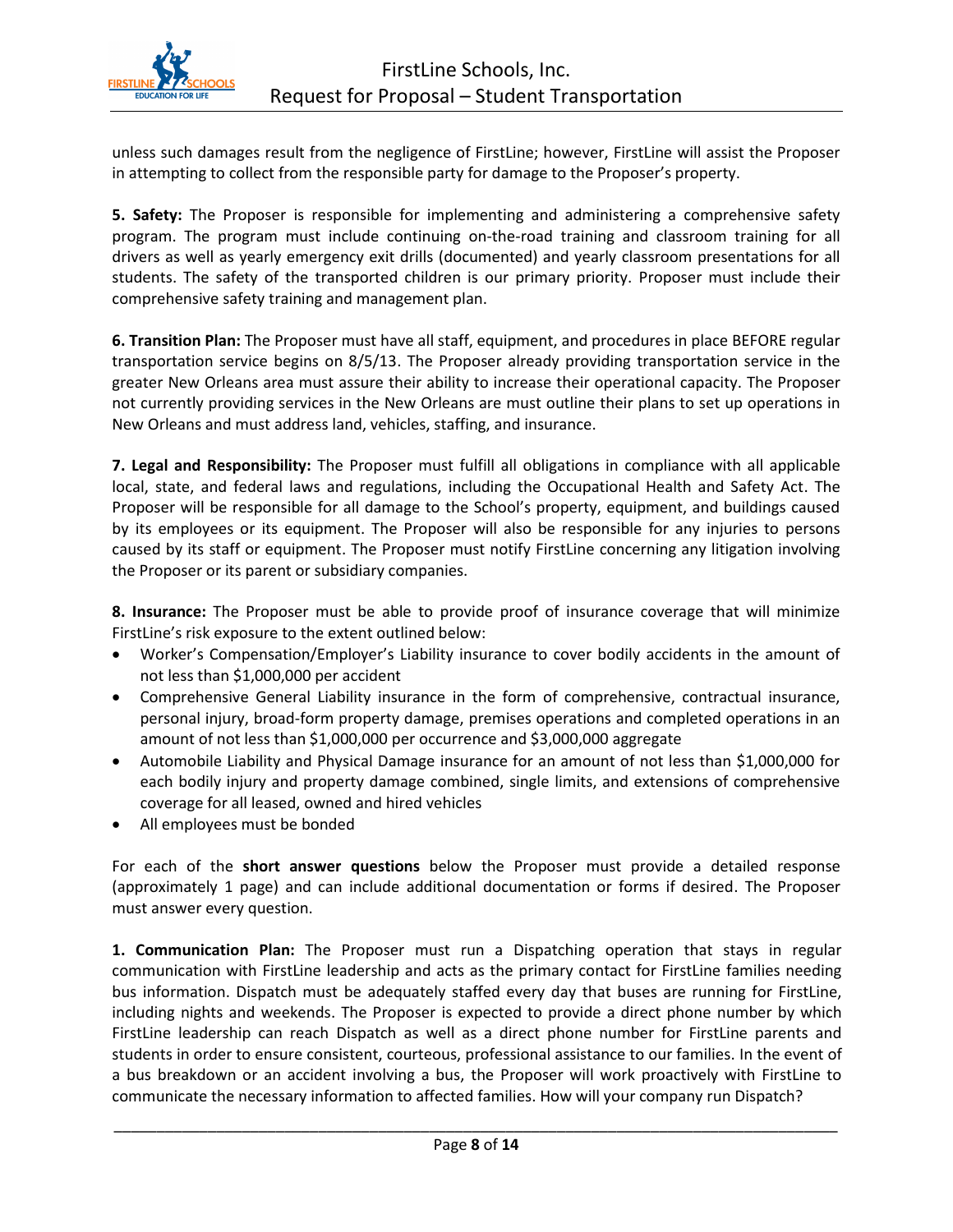unless such damages result from the negligence of FirstLine; however, FirstLine will assist the Proposer in attempting to collect from the responsible party for damage to the Proposer's property.

**5. Safety:** The Proposer is responsible for implementing and administering a comprehensive safety program. The program must include continuing on-the-road training and classroom training for all drivers as well as yearly emergency exit drills (documented) and yearly classroom presentations for all students. The safety of the transported children is our primary priority. Proposer must include their comprehensive safety training and management plan.

**6. Transition Plan:** The Proposer must have all staff, equipment, and procedures in place BEFORE regular transportation service begins on 8/5/13. The Proposer already providing transportation service in the greater New Orleans area must assure their ability to increase their operational capacity. The Proposer not currently providing services in the New Orleans are must outline their plans to set up operations in New Orleans and must address land, vehicles, staffing, and insurance.

**7. Legal and Responsibility:** The Proposer must fulfill all obligations in compliance with all applicable local, state, and federal laws and regulations, including the Occupational Health and Safety Act. The Proposer will be responsible for all damage to the School's property, equipment, and buildings caused by its employees or its equipment. The Proposer will also be responsible for any injuries to persons caused by its staff or equipment. The Proposer must notify FirstLine concerning any litigation involving the Proposer or its parent or subsidiary companies.

**8. Insurance:** The Proposer must be able to provide proof of insurance coverage that will minimize FirstLine's risk exposure to the extent outlined below:

- Worker's Compensation/Employer's Liability insurance to cover bodily accidents in the amount of not less than $1,000,000 per accident
- Comprehensive General Liability insurance in the form of comprehensive, contractual insurance, personal injury, broad-form property damage, premises operations and completed operations in an amount of not less than $1,000,000 per occurrence and $3,000,000 aggregate
- Automobile Liability and Physical Damage insurance for an amount of not less than $1,000,000 for each bodily injury and property damage combined, single limits, and extensions of comprehensive coverage for all leased, owned and hired vehicles
- All employees must be bonded

For each of the **short answer questions** below the Proposer must provide a detailed response (approximately 1 page) and can include additional documentation or forms if desired. The Proposer must answer every question.

**1. Communication Plan:** The Proposer must run a Dispatching operation that stays in regular communication with FirstLine leadership and acts as the primary contact for FirstLine families needing bus information. Dispatch must be adequately staffed every day that buses are running for FirstLine, including nights and weekends. The Proposer is expected to provide a direct phone number by which FirstLine leadership can reach Dispatch as well as a direct phone number for FirstLine parents and students in order to ensure consistent, courteous, professional assistance to our families. In the event of a bus breakdown or an accident involving a bus, the Proposer will work proactively with FirstLine to communicate the necessary information to affected families. How will your company run Dispatch?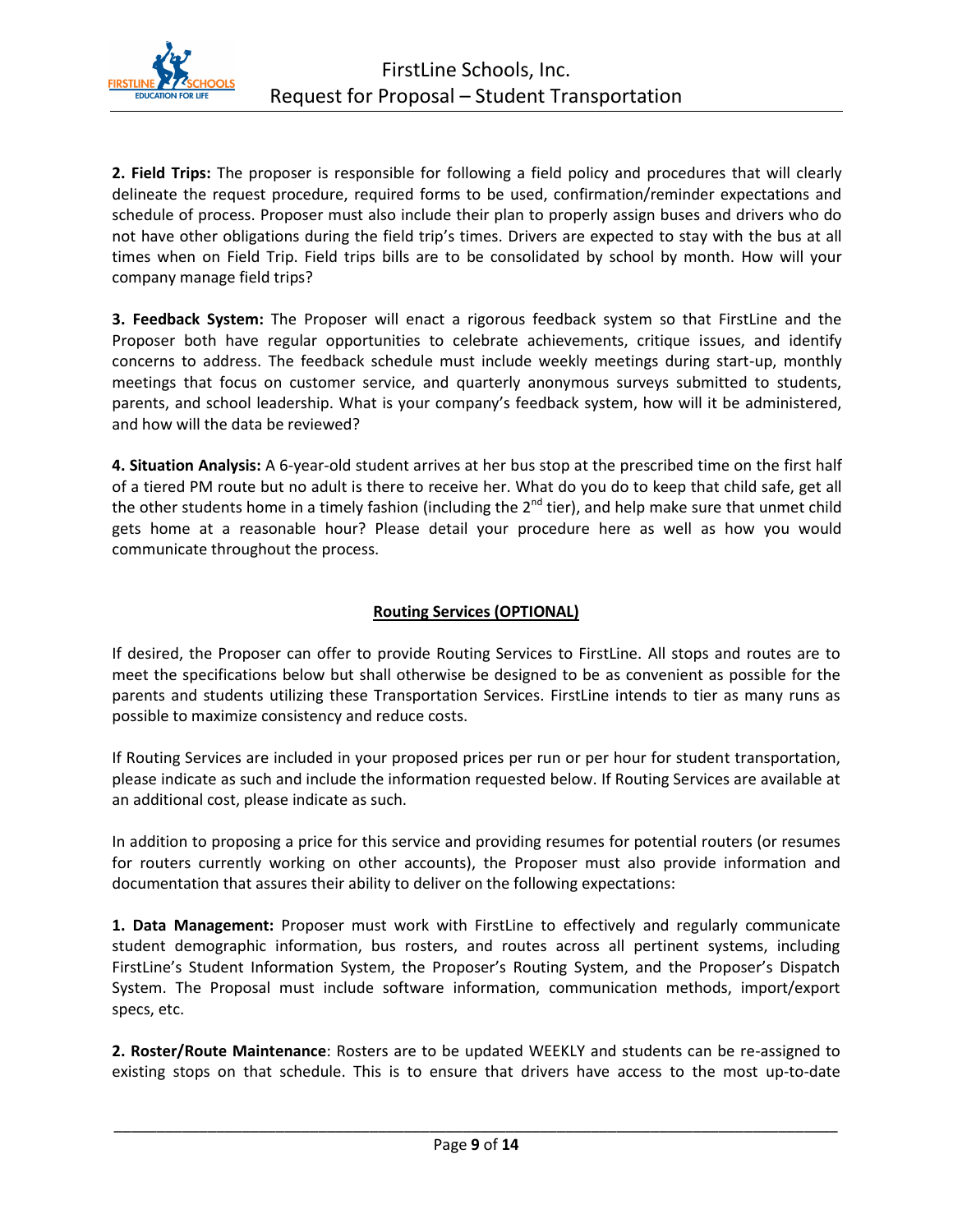**2. Field Trips:** The proposer is responsible for following a field policy and procedures that will clearly delineate the request procedure, required forms to be used, confirmation/reminder expectations and schedule of process. Proposer must also include their plan to properly assign buses and drivers who do not have other obligations during the field trip's times. Drivers are expected to stay with the bus at all times when on Field Trip. Field trips bills are to be consolidated by school by month. How will your company manage field trips?

**3. Feedback System:** The Proposer will enact a rigorous feedback system so that FirstLine and the Proposer both have regular opportunities to celebrate achievements, critique issues, and identify concerns to address. The feedback schedule must include weekly meetings during start-up, monthly meetings that focus on customer service, and quarterly anonymous surveys submitted to students, parents, and school leadership. What is your company's feedback system, how will it be administered, and how will the data be reviewed?

**4. Situation Analysis:** A 6-year-old student arrives at her bus stop at the prescribed time on the first half of a tiered PM route but no adult is there to receive her. What do you do to keep that child safe, get all the other students home in a timely fashion (including the 2nd tier), and help make sure that unmet child gets home at a reasonable hour? Please detail your procedure here as well as how you would communicate throughout the process.

## Routing Services (OPTIONAL)

If desired, the Proposer can offer to provide Routing Services to FirstLine. All stops and routes are to meet the specifications below but shall otherwise be designed to be as convenient as possible for the parents and students utilizing these Transportation Services. FirstLine intends to tier as many runs as possible to maximize consistency and reduce costs.

If Routing Services are included in your proposed prices per run or per hour for student transportation, please indicate as such and include the information requested below. If Routing Services are available at an additional cost, please indicate as such.

In addition to proposing a price for this service and providing resumes for potential routers (or resumes for routers currently working on other accounts), the Proposer must also provide information and documentation that assures their ability to deliver on the following expectations:

**1. Data Management:** Proposer must work with FirstLine to effectively and regularly communicate student demographic information, bus rosters, and routes across all pertinent systems, including FirstLine's Student Information System, the Proposer's Routing System, and the Proposer's Dispatch System. The Proposal must include software information, communication methods, import/export specs, etc.

**2. Roster/Route Maintenance**: Rosters are to be updated WEEKLY and students can be re-assigned to existing stops on that schedule. This is to ensure that drivers have access to the most up-to-date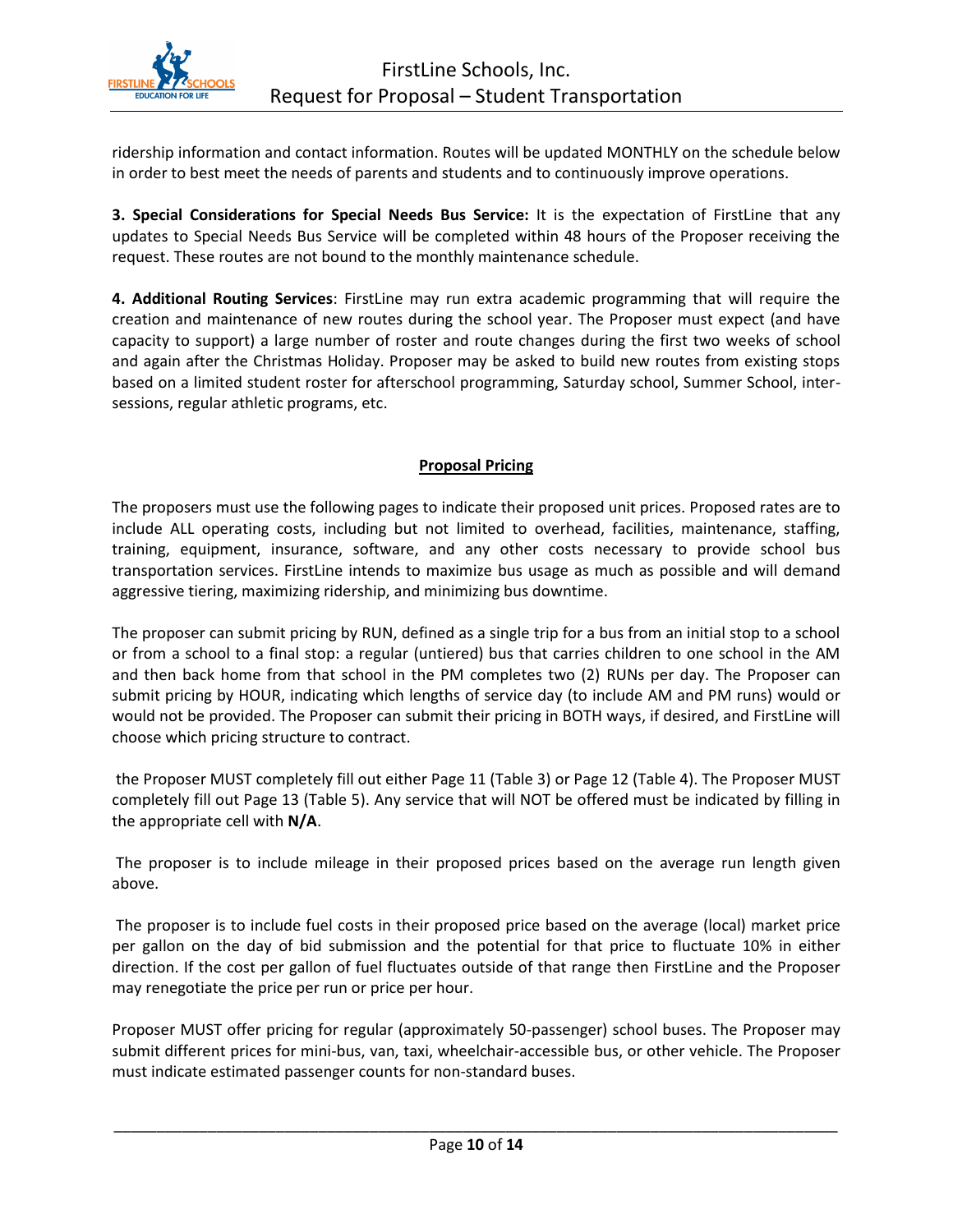ridership information and contact information. Routes will be updated MONTHLY on the schedule below in order to best meet the needs of parents and students and to continuously improve operations.

**3. Special Considerations for Special Needs Bus Service:** It is the expectation of FirstLine that any updates to Special Needs Bus Service will be completed within 48 hours of the Proposer receiving the request. These routes are not bound to the monthly maintenance schedule.

**4. Additional Routing Services**: FirstLine may run extra academic programming that will require the creation and maintenance of new routes during the school year. The Proposer must expect (and have capacity to support) a large number of roster and route changes during the first two weeks of school and again after the Christmas Holiday. Proposer may be asked to build new routes from existing stops based on a limited student roster for afterschool programming, Saturday school, Summer School, inter-sessions, regular athletic programs, etc.

## Proposal Pricing

The proposers must use the following pages to indicate their proposed unit prices. Proposed rates are to include ALL operating costs, including but not limited to overhead, facilities, maintenance, staffing, training, equipment, insurance, software, and any other costs necessary to provide school bus transportation services. FirstLine intends to maximize bus usage as much as possible and will demand aggressive tiering, maximizing ridership, and minimizing bus downtime.

The proposer can submit pricing by RUN, defined as a single trip for a bus from an initial stop to a school or from a school to a final stop: a regular (untiered) bus that carries children to one school in the AM and then back home from that school in the PM completes two (2) RUNs per day. The Proposer can submit pricing by HOUR, indicating which lengths of service day (to include AM and PM runs) would or would not be provided. The Proposer can submit their pricing in BOTH ways, if desired, and FirstLine will choose which pricing structure to contract.

the Proposer MUST completely fill out either Page 11 (Table 3) or Page 12 (Table 4). The Proposer MUST completely fill out Page 13 (Table 5). Any service that will NOT be offered must be indicated by filling in the appropriate cell with **N/A**.

The proposer is to include mileage in their proposed prices based on the average run length given above.

The proposer is to include fuel costs in their proposed price based on the average (local) market price per gallon on the day of bid submission and the potential for that price to fluctuate 10% in either direction. If the cost per gallon of fuel fluctuates outside of that range then FirstLine and the Proposer may renegotiate the price per run or price per hour.

Proposer MUST offer pricing for regular (approximately 50-passenger) school buses. The Proposer may submit different prices for mini-bus, van, taxi, wheelchair-accessible bus, or other vehicle. The Proposer must indicate estimated passenger counts for non-standard buses.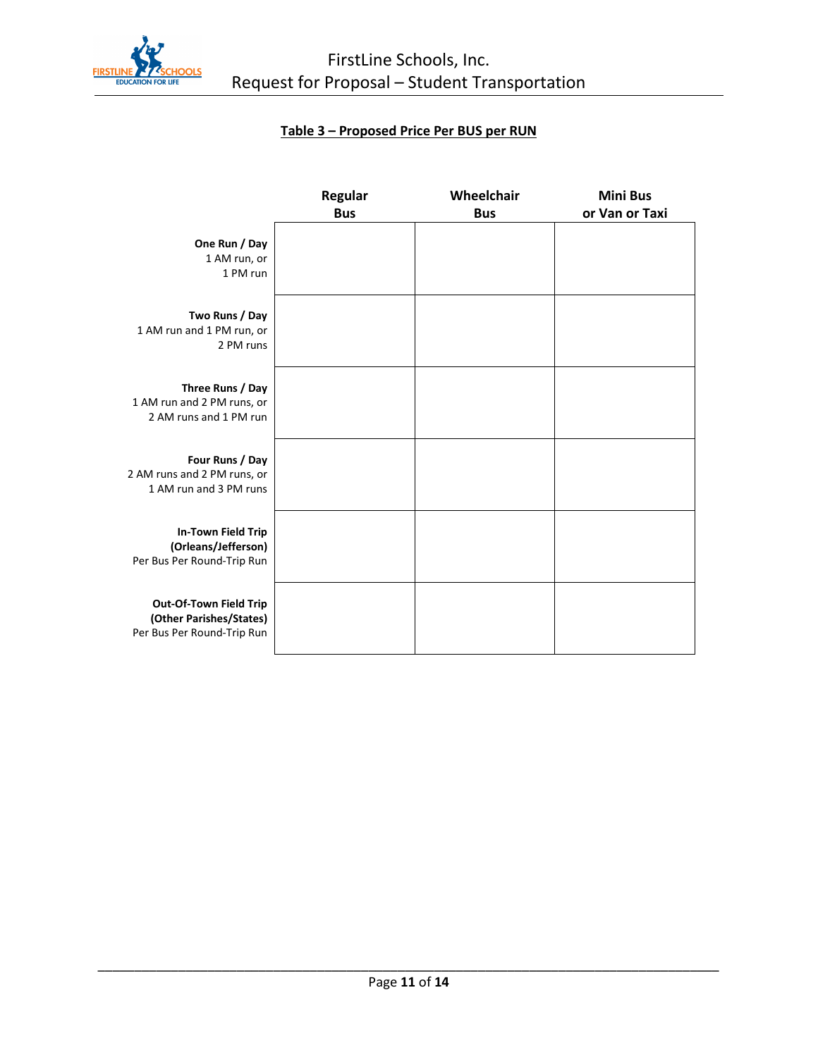**Table 3 – Proposed Price Per BUS per RUN**

| | Regular Bus | Wheelchair Bus | Mini Bus or Van or Taxi |
|---|---|---|---|
| **One Run / Day**<br>1 AM run, or<br>1 PM run | | | |
| **Two Runs / Day**<br>1 AM run and 1 PM run, or<br>2 PM runs | | | |
| **Three Runs / Day**<br>1 AM run and 2 PM runs, or<br>2 AM runs and 1 PM run | | | |
| **Four Runs / Day**<br>2 AM runs and 2 PM runs, or<br>1 AM run and 3 PM runs | | | |
| **In-Town Field Trip (Orleans/Jefferson)**<br>Per Bus Per Round-Trip Run | | | |
| **Out-Of-Town Field Trip (Other Parishes/States)**<br>Per Bus Per Round-Trip Run | | | |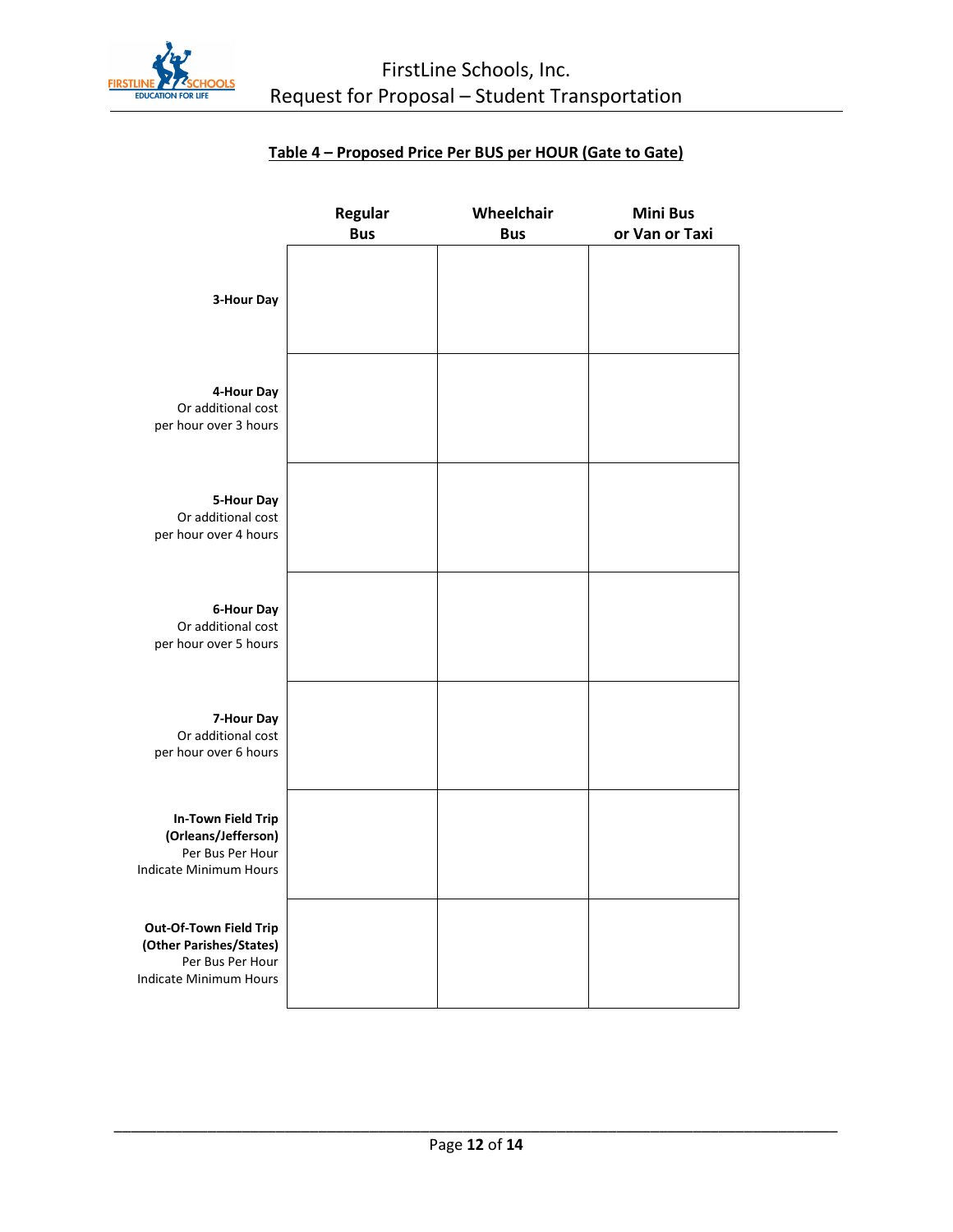**Table 4 – Proposed Price Per BUS per HOUR (Gate to Gate)**

| | Regular Bus | Wheelchair Bus | Mini Bus or Van or Taxi |
|---|---|---|---|
| **3-Hour Day** | | | |
| **4-Hour Day** Or additional cost per hour over 3 hours | | | |
| **5-Hour Day** Or additional cost per hour over 4 hours | | | |
| **6-Hour Day** Or additional cost per hour over 5 hours | | | |
| **7-Hour Day** Or additional cost per hour over 6 hours | | | |
| **In-Town Field Trip (Orleans/Jefferson)** Per Bus Per Hour Indicate Minimum Hours | | | |
| **Out-Of-Town Field Trip (Other Parishes/States)** Per Bus Per Hour Indicate Minimum Hours | | | |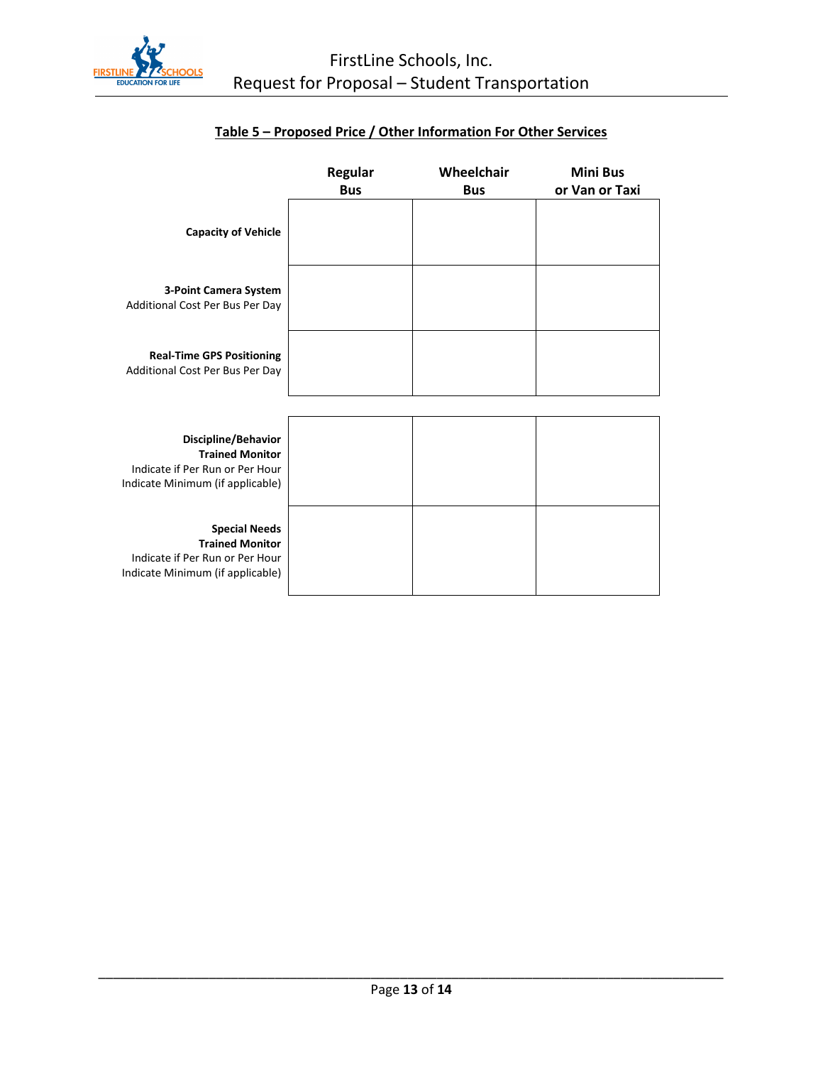## Table 5 – Proposed Price / Other Information For Other Services

| | Regular Bus | Wheelchair Bus | Mini Bus or Van or Taxi |
|---|---|---|---|
| **Capacity of Vehicle** | | | |
| **3-Point Camera System** Additional Cost Per Bus Per Day | | | |
| **Real-Time GPS Positioning** Additional Cost Per Bus Per Day | | | |
| **Discipline/Behavior Trained Monitor** Indicate if Per Run or Per Hour Indicate Minimum (if applicable) | | | |
| **Special Needs Trained Monitor** Indicate if Per Run or Per Hour Indicate Minimum (if applicable) | | | |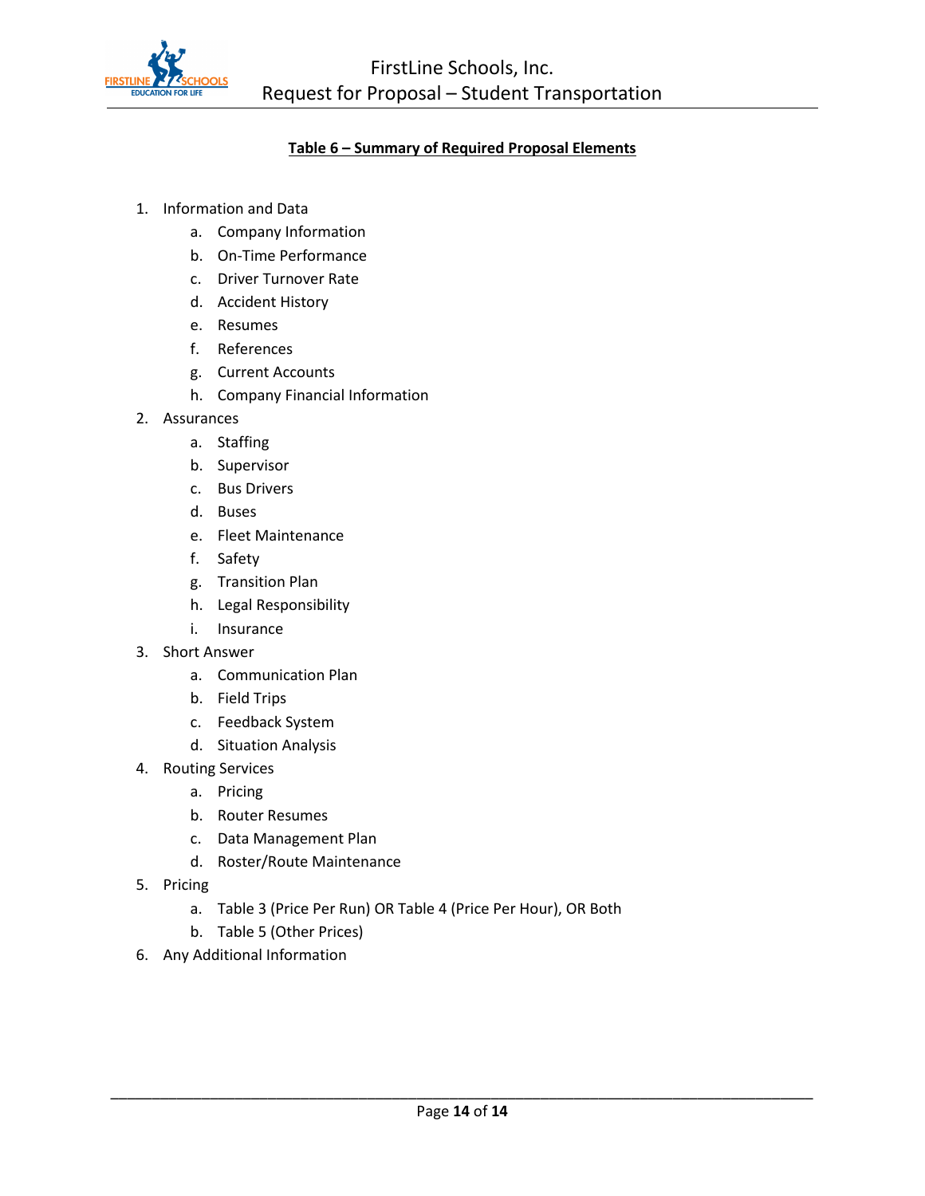**Table 6 – Summary of Required Proposal Elements**

1. Information and Data
    a. Company Information
    b. On-Time Performance
    c. Driver Turnover Rate
    d. Accident History
    e. Resumes
    f. References
    g. Current Accounts
    h. Company Financial Information
2. Assurances
    a. Staffing
    b. Supervisor
    c. Bus Drivers
    d. Buses
    e. Fleet Maintenance
    f. Safety
    g. Transition Plan
    h. Legal Responsibility
    i. Insurance
3. Short Answer
    a. Communication Plan
    b. Field Trips
    c. Feedback System
    d. Situation Analysis
4. Routing Services
    a. Pricing
    b. Router Resumes
    c. Data Management Plan
    d. Roster/Route Maintenance
5. Pricing
    a. Table 3 (Price Per Run) OR Table 4 (Price Per Hour), OR Both
    b. Table 5 (Other Prices)
6. Any Additional Information